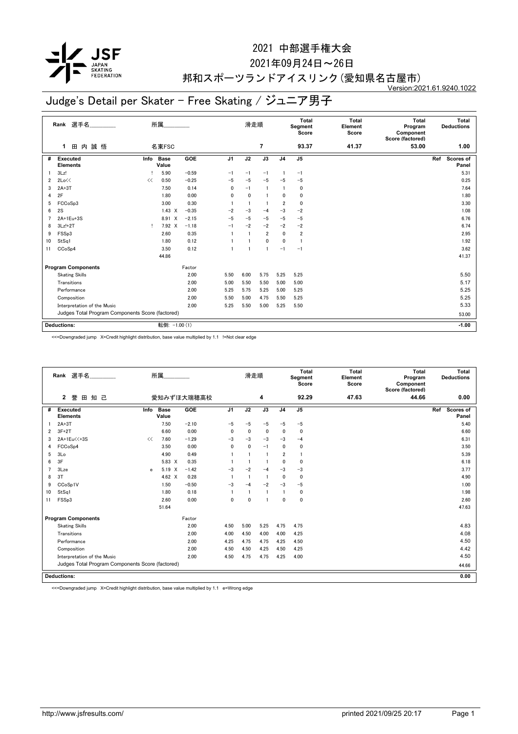# 2021 中部選手権大会

2021年09月24日～26日

邦和スポーツランドアイスリンク(愛知県名古屋市)

Version:2021.61.9240.1022

## Judge's Detail per Skater - Free Skating / ジュニア男子

| Rank | 選手名 | 所属 | 滑走順 | Total Segment Score | Total Element Score | Total Program Component Score (factored) | Total Deductions |
|---|---|---|---|---|---|---|---|
| 1 | 田内誠悟 | 名東FSC | 7 | 93.37 | 41.37 | 53.00 | 1.00 |

| # | Executed Elements | Info | Base Value | | GOE | J1 | J2 | J3 | J4 | J5 | Ref | Scores of Panel |
|---|---|---|---|---|---|---|---|---|---|---|---|---|
| 1 | 3Lz! | ! | 5.90 | | −0.59 | −1 | −1 | −1 | 1 | −1 | | 5.31 |
| 2 | 2Lo<< | << | 0.50 | | −0.25 | −5 | −5 | −5 | −5 | −5 | | 0.25 |
| 3 | 2A+3T | | 7.50 | | 0.14 | 0 | −1 | 1 | 1 | 0 | | 7.64 |
| 4 | 2F | | 1.80 | | 0.00 | 0 | 0 | 1 | 0 | 0 | | 1.80 |
| 5 | FCCoSp3 | | 3.00 | | 0.30 | 1 | 1 | 1 | 2 | 0 | | 3.30 |
| 6 | 2S | | 1.43 | X | −0.35 | −2 | −3 | −4 | −3 | −2 | | 1.08 |
| 7 | 2A+1Eu+3S | | 8.91 | X | −2.15 | −5 | −5 | −5 | −5 | −5 | | 6.76 |
| 8 | 3Lz!+2T | ! | 7.92 | X | −1.18 | −1 | −2 | −2 | −2 | −2 | | 6.74 |
| 9 | FSSp3 | | 2.60 | | 0.35 | 1 | 1 | 2 | 0 | 2 | | 2.95 |
| 10 | StSq1 | | 1.80 | | 0.12 | 1 | 1 | 0 | 0 | 1 | | 1.92 |
| 11 | CCoSp4 | | 3.50 | | 0.12 | 1 | 1 | 1 | −1 | −1 | | 3.62 |
| | | | 44.86 | | | | | | | | | 41.37 |

| Program Components | Factor | J1 | J2 | J3 | J4 | J5 | Scores of Panel |
|---|---|---|---|---|---|---|---|
| Skating Skills | 2.00 | 5.50 | 6.00 | 5.75 | 5.25 | 5.25 | 5.50 |
| Transitions | 2.00 | 5.00 | 5.50 | 5.50 | 5.00 | 5.00 | 5.17 |
| Performance | 2.00 | 5.25 | 5.75 | 5.25 | 5.00 | 5.25 | 5.25 |
| Composition | 2.00 | 5.50 | 5.00 | 4.75 | 5.50 | 5.25 | 5.25 |
| Interpretation of the Music | 2.00 | 5.25 | 5.50 | 5.00 | 5.25 | 5.50 | 5.33 |
| Judges Total Program Components Score (factored) | | | | | | | 53.00 |

**Deductions:** 転倒: −1.00 (1) **−1.00**

<<=Downgraded jump X=Credit highlight distribution, base value multiplied by 1.1 !=Not clear edge

| Rank | 選手名 | 所属 | 滑走順 | Total Segment Score | Total Element Score | Total Program Component Score (factored) | Total Deductions |
|---|---|---|---|---|---|---|---|
| 2 | 誉田知己 | 愛知みずほ大瑞穂高校 | 4 | 92.29 | 47.63 | 44.66 | 0.00 |

| # | Executed Elements | Info | Base Value | | GOE | J1 | J2 | J3 | J4 | J5 | Ref | Scores of Panel |
|---|---|---|---|---|---|---|---|---|---|---|---|---|
| 1 | 2A+3T | | 7.50 | | −2.10 | −5 | −5 | −5 | −5 | −5 | | 5.40 |
| 2 | 3F+2T | | 6.60 | | 0.00 | 0 | 0 | 0 | 0 | 0 | | 6.60 |
| 3 | 2A+1Eu<<+3S | << | 7.60 | | −1.29 | −3 | −3 | −3 | −3 | −4 | | 6.31 |
| 4 | FCCoSp4 | | 3.50 | | 0.00 | 0 | 0 | −1 | 0 | 0 | | 3.50 |
| 5 | 3Lo | | 4.90 | | 0.49 | 1 | 1 | 1 | 2 | 1 | | 5.39 |
| 6 | 3F | | 5.83 | X | 0.35 | 1 | 1 | 1 | 0 | 0 | | 6.18 |
| 7 | 3Lze | e | 5.19 | X | −1.42 | −3 | −2 | −4 | −3 | −3 | | 3.77 |
| 8 | 3T | | 4.62 | X | 0.28 | 1 | 1 | 1 | 0 | 0 | | 4.90 |
| 9 | CCoSp1V | | 1.50 | | −0.50 | −3 | −4 | −2 | −3 | −5 | | 1.00 |
| 10 | StSq1 | | 1.80 | | 0.18 | 1 | 1 | 1 | 1 | 0 | | 1.98 |
| 11 | FSSp3 | | 2.60 | | 0.00 | 0 | 0 | 1 | 0 | 0 | | 2.60 |
| | | | 51.64 | | | | | | | | | 47.63 |

| Program Components | Factor | J1 | J2 | J3 | J4 | J5 | Scores of Panel |
|---|---|---|---|---|---|---|---|
| Skating Skills | 2.00 | 4.50 | 5.00 | 5.25 | 4.75 | 4.75 | 4.83 |
| Transitions | 2.00 | 4.00 | 4.50 | 4.00 | 4.00 | 4.25 | 4.08 |
| Performance | 2.00 | 4.25 | 4.75 | 4.75 | 4.25 | 4.50 | 4.50 |
| Composition | 2.00 | 4.50 | 4.50 | 4.25 | 4.50 | 4.25 | 4.42 |
| Interpretation of the Music | 2.00 | 4.50 | 4.75 | 4.75 | 4.25 | 4.00 | 4.50 |
| Judges Total Program Components Score (factored) | | | | | | | 44.66 |

**Deductions:** **0.00**

<<=Downgraded jump X=Credit highlight distribution, base value multiplied by 1.1 e=Wrong edge

http://www.jsfresults.com/ printed 2021/09/25 20:17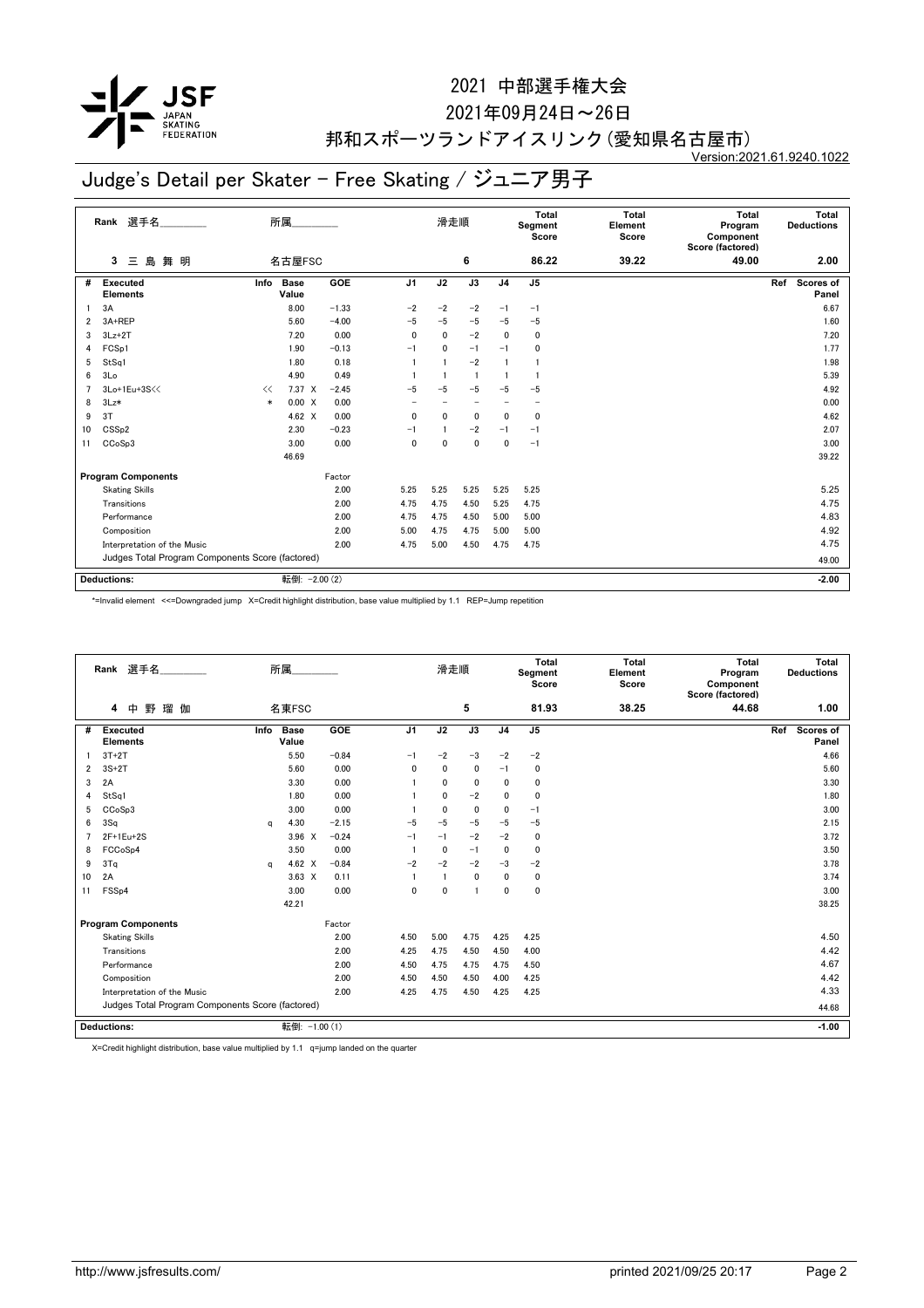# 2021 中部選手権大会

2021年09月24日～26日

邦和スポーツランドアイスリンク（愛知県名古屋市）

Version:2021.61.9240.1022

## Judge's Detail per Skater - Free Skating / ジュニア男子

| Rank | 選手名 | 所属 | | 滑走順 | Total Segment Score | Total Element Score | Total Program Component Score (factored) | Total Deductions |
|---|---|---|---|---|---|---|---|---|
| 3 | 三 島 舞 明 | 名古屋FSC | | 6 | 86.22 | 39.22 | 49.00 | 2.00 |

| # | Executed Elements | Info | Base Value | | GOE | J1 | J2 | J3 | J4 | J5 | Ref | Scores of Panel |
|---|---|---|---|---|---|---|---|---|---|---|---|---|
| 1 | 3A | | 8.00 | | -1.33 | -2 | -2 | -2 | -1 | -1 | | 6.67 |
| 2 | 3A+REP | | 5.60 | | -4.00 | -5 | -5 | -5 | -5 | -5 | | 1.60 |
| 3 | 3Lz+2T | | 7.20 | | 0.00 | 0 | 0 | -2 | 0 | 0 | | 7.20 |
| 4 | FCSp1 | | 1.90 | | -0.13 | -1 | 0 | -1 | -1 | 0 | | 1.77 |
| 5 | StSq1 | | 1.80 | | 0.18 | 1 | 1 | -2 | 1 | 1 | | 1.98 |
| 6 | 3Lo | | 4.90 | | 0.49 | 1 | 1 | 1 | 1 | 1 | | 5.39 |
| 7 | 3Lo+1Eu+3S<< | << | 7.37 | X | -2.45 | -5 | -5 | -5 | -5 | -5 | | 4.92 |
| 8 | 3Lz* | * | 0.00 | X | 0.00 | - | - | - | - | - | | 0.00 |
| 9 | 3T | | 4.62 | X | 0.00 | 0 | 0 | 0 | 0 | 0 | | 4.62 |
| 10 | CSSp2 | | 2.30 | | -0.23 | -1 | 1 | -2 | -1 | -1 | | 2.07 |
| 11 | CCoSp3 | | 3.00 | | 0.00 | 0 | 0 | 0 | 0 | -1 | | 3.00 |
| | | | 46.69 | | | | | | | | | 39.22 |

| Program Components | Factor | J1 | J2 | J3 | J4 | J5 | Scores of Panel |
|---|---|---|---|---|---|---|---|
| Skating Skills | 2.00 | 5.25 | 5.25 | 5.25 | 5.25 | 5.25 | 5.25 |
| Transitions | 2.00 | 4.75 | 4.75 | 4.50 | 5.25 | 4.75 | 4.75 |
| Performance | 2.00 | 4.75 | 4.75 | 4.50 | 5.00 | 5.00 | 4.83 |
| Composition | 2.00 | 5.00 | 4.75 | 4.75 | 5.00 | 5.00 | 4.92 |
| Interpretation of the Music | 2.00 | 4.75 | 5.00 | 4.50 | 4.75 | 4.75 | 4.75 |
| Judges Total Program Components Score (factored) | | | | | | | 49.00 |

| Deductions: | 転倒: -2.00 (2) | -2.00 |
|---|---|---|

*=Invalid element <<=Downgraded jump X=Credit highlight distribution, base value multiplied by 1.1 REP=Jump repetition

| Rank | 選手名 | 所属 | | 滑走順 | Total Segment Score | Total Element Score | Total Program Component Score (factored) | Total Deductions |
|---|---|---|---|---|---|---|---|---|
| 4 | 中 野 瑠 伽 | 名東FSC | | 5 | 81.93 | 38.25 | 44.68 | 1.00 |

| # | Executed Elements | Info | Base Value | | GOE | J1 | J2 | J3 | J4 | J5 | Ref | Scores of Panel |
|---|---|---|---|---|---|---|---|---|---|---|---|---|
| 1 | 3T+2T | | 5.50 | | -0.84 | -1 | -2 | -3 | -2 | -2 | | 4.66 |
| 2 | 3S+2T | | 5.60 | | 0.00 | 0 | 0 | 0 | -1 | 0 | | 5.60 |
| 3 | 2A | | 3.30 | | 0.00 | 1 | 0 | 0 | 0 | 0 | | 3.30 |
| 4 | StSq1 | | 1.80 | | 0.00 | 1 | 0 | -2 | 0 | 0 | | 1.80 |
| 5 | CCoSp3 | | 3.00 | | 0.00 | 1 | 0 | 0 | 0 | -1 | | 3.00 |
| 6 | 3Sq | q | 4.30 | | -2.15 | -5 | -5 | -5 | -5 | -5 | | 2.15 |
| 7 | 2F+1Eu+2S | | 3.96 | X | -0.24 | -1 | -1 | -2 | -2 | 0 | | 3.72 |
| 8 | FCCoSp4 | | 3.50 | | 0.00 | 1 | 0 | -1 | 0 | 0 | | 3.50 |
| 9 | 3Tq | q | 4.62 | X | -0.84 | -2 | -2 | -2 | -3 | -2 | | 3.78 |
| 10 | 2A | | 3.63 | X | 0.11 | 1 | 1 | 0 | 0 | 0 | | 3.74 |
| 11 | FSSp4 | | 3.00 | | 0.00 | 0 | 0 | 1 | 0 | 0 | | 3.00 |
| | | | 42.21 | | | | | | | | | 38.25 |

| Program Components | Factor | J1 | J2 | J3 | J4 | J5 | Scores of Panel |
|---|---|---|---|---|---|---|---|
| Skating Skills | 2.00 | 4.50 | 5.00 | 4.75 | 4.25 | 4.25 | 4.50 |
| Transitions | 2.00 | 4.25 | 4.75 | 4.50 | 4.50 | 4.00 | 4.42 |
| Performance | 2.00 | 4.50 | 4.75 | 4.75 | 4.75 | 4.50 | 4.67 |
| Composition | 2.00 | 4.50 | 4.50 | 4.50 | 4.00 | 4.25 | 4.42 |
| Interpretation of the Music | 2.00 | 4.25 | 4.75 | 4.50 | 4.25 | 4.25 | 4.33 |
| Judges Total Program Components Score (factored) | | | | | | | 44.68 |

| Deductions: | 転倒: -1.00 (1) | -1.00 |
|---|---|---|

X=Credit highlight distribution, base value multiplied by 1.1 q=jump landed on the quarter

http://www.jsfresults.com/ printed 2021/09/25 20:17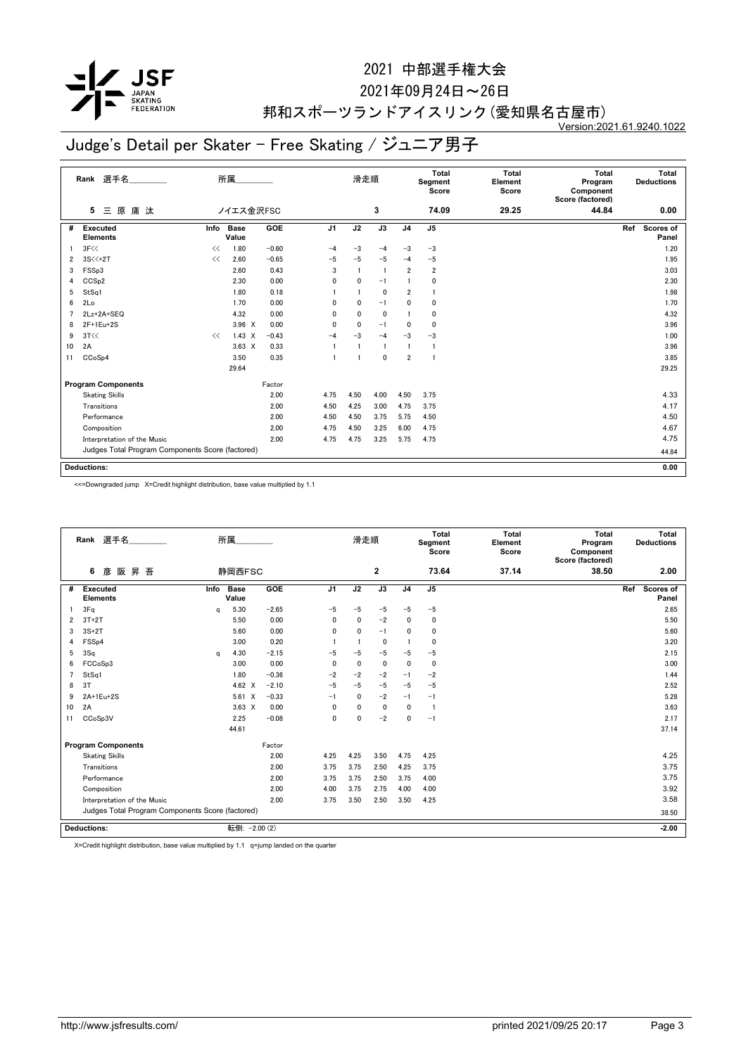# 2021 中部選手権大会

2021年09月24日～26日

邦和スポーツランドアイスリンク(愛知県名古屋市)

Version:2021.61.9240.1022

## Judge's Detail per Skater - Free Skating / ジュニア男子

| Rank | 選手名 | 所属 | 滑走順 | Total Segment Score | Total Element Score | Total Program Component Score (factored) | Total Deductions |
|---|---|---|---|---|---|---|---|
| 5 | 三 原 庸 汰 | ノイエス金沢FSC | 3 | 74.09 | 29.25 | 44.84 | 0.00 |

| # | Executed Elements | Info | Base Value | | GOE | J1 | J2 | J3 | J4 | J5 | Ref | Scores of Panel |
|---|---|---|---|---|---|---|---|---|---|---|---|---|
| 1 | 3F<< | << | 1.80 | | −0.60 | −4 | −3 | −4 | −3 | −3 | | 1.20 |
| 2 | 3S<<+2T | << | 2.60 | | −0.65 | −5 | −5 | −5 | −4 | −5 | | 1.95 |
| 3 | FSSp3 | | 2.60 | | 0.43 | 3 | 1 | 1 | 2 | 2 | | 3.03 |
| 4 | CCSp2 | | 2.30 | | 0.00 | 0 | 0 | −1 | 1 | 0 | | 2.30 |
| 5 | StSq1 | | 1.80 | | 0.18 | 1 | 1 | 0 | 2 | 1 | | 1.98 |
| 6 | 2Lo | | 1.70 | | 0.00 | 0 | 0 | −1 | 0 | 0 | | 1.70 |
| 7 | 2Lz+2A+SEQ | | 4.32 | | 0.00 | 0 | 0 | 0 | 1 | 0 | | 4.32 |
| 8 | 2F+1Eu+2S | | 3.96 | X | 0.00 | 0 | 0 | −1 | 0 | 0 | | 3.96 |
| 9 | 3T<< | << | 1.43 | X | −0.43 | −4 | −3 | −4 | −3 | −3 | | 1.00 |
| 10 | 2A | | 3.63 | X | 0.33 | 1 | 1 | 1 | 1 | 1 | | 3.96 |
| 11 | CCoSp4 | | 3.50 | | 0.35 | 1 | 1 | 0 | 2 | 1 | | 3.85 |
| | | | 29.64 | | | | | | | | | 29.25 |

| Program Components | Factor | J1 | J2 | J3 | J4 | J5 | Scores of Panel |
|---|---|---|---|---|---|---|---|
| Skating Skills | 2.00 | 4.75 | 4.50 | 4.00 | 4.50 | 3.75 | 4.33 |
| Transitions | 2.00 | 4.50 | 4.25 | 3.00 | 4.75 | 3.75 | 4.17 |
| Performance | 2.00 | 4.50 | 4.50 | 3.75 | 5.75 | 4.50 | 4.50 |
| Composition | 2.00 | 4.75 | 4.50 | 3.25 | 6.00 | 4.75 | 4.67 |
| Interpretation of the Music | 2.00 | 4.75 | 4.75 | 3.25 | 5.75 | 4.75 | 4.75 |
| Judges Total Program Components Score (factored) | | | | | | | 44.84 |

**Deductions:** 0.00

<<=Downgraded jump X=Credit highlight distribution, base value multiplied by 1.1

| Rank | 選手名 | 所属 | 滑走順 | Total Segment Score | Total Element Score | Total Program Component Score (factored) | Total Deductions |
|---|---|---|---|---|---|---|---|
| 6 | 彦 阪 昇 吾 | 静岡西FSC | 2 | 73.64 | 37.14 | 38.50 | 2.00 |

| # | Executed Elements | Info | Base Value | | GOE | J1 | J2 | J3 | J4 | J5 | Ref | Scores of Panel |
|---|---|---|---|---|---|---|---|---|---|---|---|---|
| 1 | 3Fq | q | 5.30 | | −2.65 | −5 | −5 | −5 | −5 | −5 | | 2.65 |
| 2 | 3T+2T | | 5.50 | | 0.00 | 0 | 0 | −2 | 0 | 0 | | 5.50 |
| 3 | 3S+2T | | 5.60 | | 0.00 | 0 | 0 | −1 | 0 | 0 | | 5.60 |
| 4 | FSSp4 | | 3.00 | | 0.20 | 1 | 1 | 0 | 1 | 0 | | 3.20 |
| 5 | 3Sq | q | 4.30 | | −2.15 | −5 | −5 | −5 | −5 | −5 | | 2.15 |
| 6 | FCCoSp3 | | 3.00 | | 0.00 | 0 | 0 | 0 | 0 | 0 | | 3.00 |
| 7 | StSq1 | | 1.80 | | −0.36 | −2 | −2 | −2 | −1 | −2 | | 1.44 |
| 8 | 3T | | 4.62 | X | −2.10 | −5 | −5 | −5 | −5 | −5 | | 2.52 |
| 9 | 2A+1Eu+2S | | 5.61 | X | −0.33 | −1 | 0 | −2 | −1 | −1 | | 5.28 |
| 10 | 2A | | 3.63 | X | 0.00 | 0 | 0 | 0 | 0 | 1 | | 3.63 |
| 11 | CCoSp3V | | 2.25 | | −0.08 | 0 | 0 | −2 | 0 | −1 | | 2.17 |
| | | | 44.61 | | | | | | | | | 37.14 |

| Program Components | Factor | J1 | J2 | J3 | J4 | J5 | Scores of Panel |
|---|---|---|---|---|---|---|---|
| Skating Skills | 2.00 | 4.25 | 4.25 | 3.50 | 4.75 | 4.25 | 4.25 |
| Transitions | 2.00 | 3.75 | 3.75 | 2.50 | 4.25 | 3.75 | 3.75 |
| Performance | 2.00 | 3.75 | 3.75 | 2.50 | 3.75 | 4.00 | 3.75 |
| Composition | 2.00 | 4.00 | 3.75 | 2.75 | 4.00 | 4.00 | 3.92 |
| Interpretation of the Music | 2.00 | 3.75 | 3.50 | 2.50 | 3.50 | 4.25 | 3.58 |
| Judges Total Program Components Score (factored) | | | | | | | 38.50 |

**Deductions:** 転倒: −2.00 (2) −2.00

X=Credit highlight distribution, base value multiplied by 1.1 q=jump landed on the quarter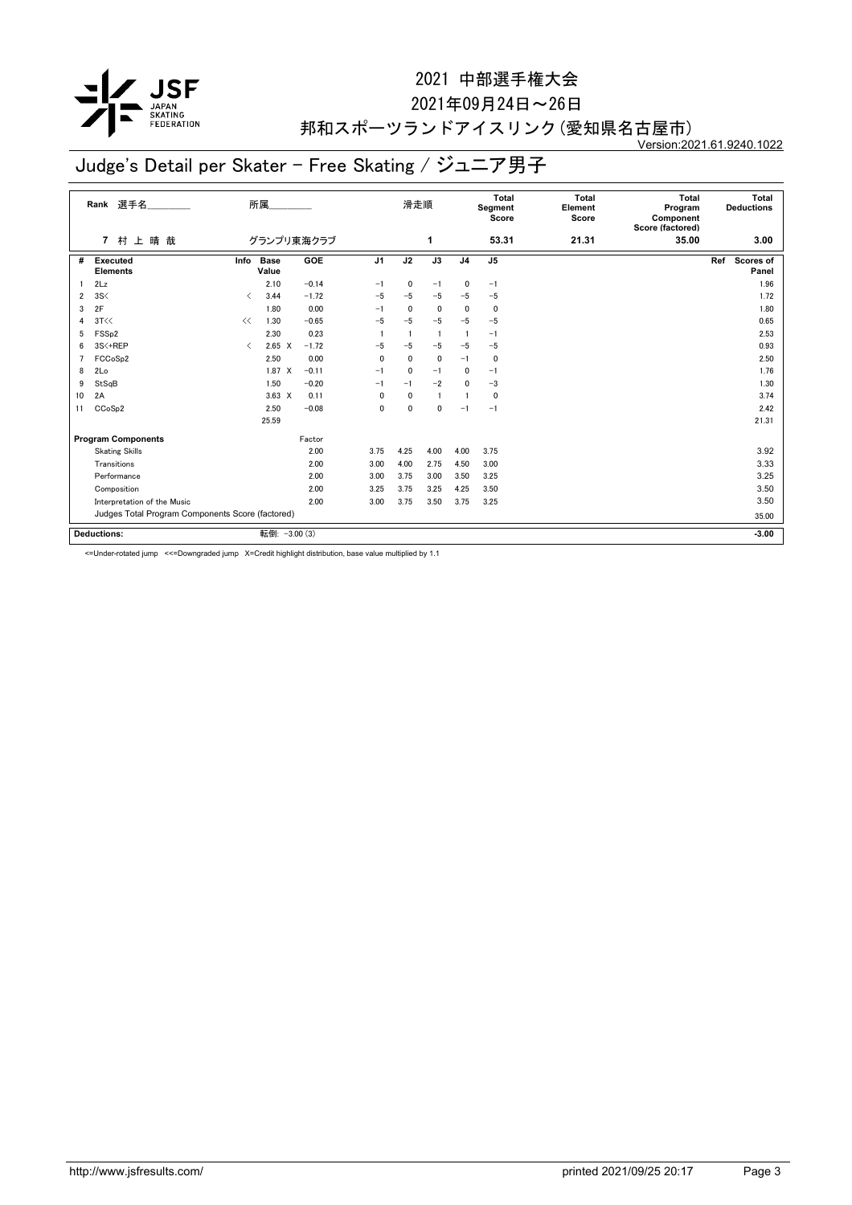# 2021 中部選手権大会

2021年09月24日～26日

邦和スポーツランドアイスリンク(愛知県名古屋市)

Version:2021.61.9240.1022

## Judge's Detail per Skater - Free Skating / ジュニア男子

| Rank | 選手名 | 所属 | 滑走順 | Total Segment Score | Total Element Score | Total Program Component Score (factored) | Total Deductions |
|---|---|---|---|---|---|---|---|
| 7 | 村 上 晴 哉 | グランプリ東海クラブ | 1 | 53.31 | 21.31 | 35.00 | 3.00 |

| # | Executed Elements | Info | Base Value | | GOE | J1 | J2 | J3 | J4 | J5 | Ref | Scores of Panel |
|---|---|---|---|---|---|---|---|---|---|---|---|---|
| 1 | 2Lz | | 2.10 | | -0.14 | -1 | 0 | -1 | 0 | -1 | | 1.96 |
| 2 | 3S< | < | 3.44 | | -1.72 | -5 | -5 | -5 | -5 | -5 | | 1.72 |
| 3 | 2F | | 1.80 | | 0.00 | -1 | 0 | 0 | 0 | 0 | | 1.80 |
| 4 | 3T<< | << | 1.30 | | -0.65 | -5 | -5 | -5 | -5 | -5 | | 0.65 |
| 5 | FSSp2 | | 2.30 | | 0.23 | 1 | 1 | 1 | 1 | -1 | | 2.53 |
| 6 | 3S<+REP | < | 2.65 | X | -1.72 | -5 | -5 | -5 | -5 | -5 | | 0.93 |
| 7 | FCCoSp2 | | 2.50 | | 0.00 | 0 | 0 | 0 | -1 | 0 | | 2.50 |
| 8 | 2Lo | | 1.87 | X | -0.11 | -1 | 0 | -1 | 0 | -1 | | 1.76 |
| 9 | StSqB | | 1.50 | | -0.20 | -1 | -1 | -2 | 0 | -3 | | 1.30 |
| 10 | 2A | | 3.63 | X | 0.11 | 0 | 0 | 1 | 1 | 0 | | 3.74 |
| 11 | CCoSp2 | | 2.50 | | -0.08 | 0 | 0 | 0 | -1 | -1 | | 2.42 |
| | | | 25.59 | | | | | | | | | 21.31 |

| Program Components | Factor | J1 | J2 | J3 | J4 | J5 | Scores of Panel |
|---|---|---|---|---|---|---|---|
| Skating Skills | 2.00 | 3.75 | 4.25 | 4.00 | 4.00 | 3.75 | 3.92 |
| Transitions | 2.00 | 3.00 | 4.00 | 2.75 | 4.50 | 3.00 | 3.33 |
| Performance | 2.00 | 3.00 | 3.75 | 3.00 | 3.50 | 3.25 | 3.25 |
| Composition | 2.00 | 3.25 | 3.75 | 3.25 | 4.25 | 3.50 | 3.50 |
| Interpretation of the Music | 2.00 | 3.00 | 3.75 | 3.50 | 3.75 | 3.25 | 3.50 |
| Judges Total Program Components Score (factored) | | | | | | | 35.00 |

| Deductions: | 転倒: -3.00 (3) | -3.00 |
|---|---|---|

<=Under-rotated jump <<=Downgraded jump X=Credit highlight distribution, base value multiplied by 1.1

http://www.jsfresults.com/ printed 2021/09/25 20:17